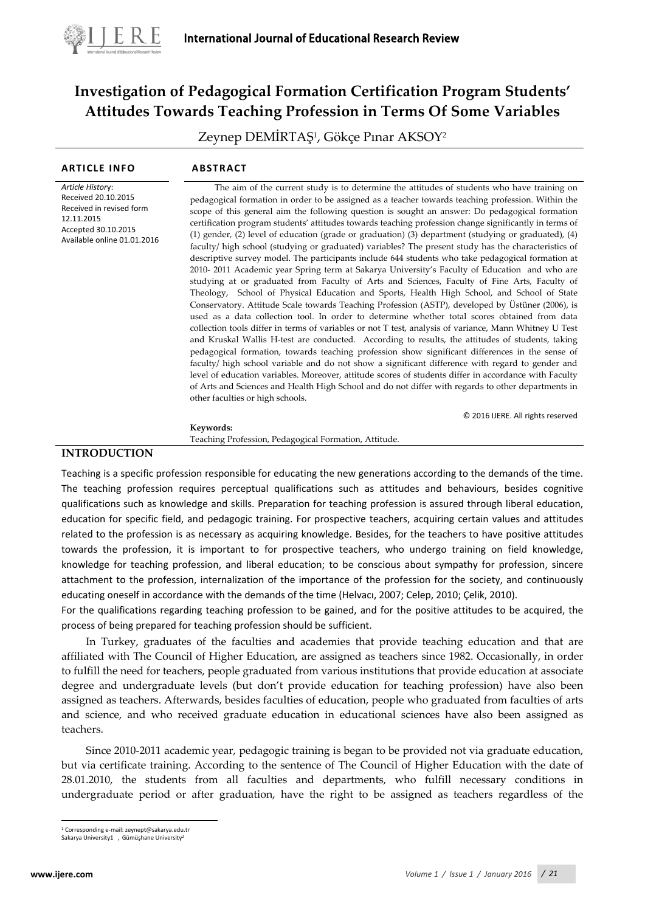# Investigation of Pedagogical Formation Certification Program Students' Attitudes Towards Teaching Profession in Terms Of Some Variables

Zeynep DEMİRTAŞ[1], Gökçe Pınar AKSOY[2]

**ARTICLE INFO**

*Article History*:
Received 20.10.2015
Received in revised form 12.11.2015
Accepted 30.10.2015
Available online 01.01.2016

**ABSTRACT**

The aim of the current study is to determine the attitudes of students who have training on pedagogical formation in order to be assigned as a teacher towards teaching profession. Within the scope of this general aim the following question is sought an answer: Do pedagogical formation certification program students' attitudes towards teaching profession change significantly in terms of (1) gender, (2) level of education (grade or graduation) (3) department (studying or graduated), (4) faculty/ high school (studying or graduated) variables? The present study has the characteristics of descriptive survey model. The participants include 644 students who take pedagogical formation at 2010- 2011 Academic year Spring term at Sakarya University's Faculty of Education and who are studying at or graduated from Faculty of Arts and Sciences, Faculty of Fine Arts, Faculty of Theology, School of Physical Education and Sports, Health High School, and School of State Conservatory. Attitude Scale towards Teaching Profession (ASTP), developed by Üstüner (2006), is used as a data collection tool. In order to determine whether total scores obtained from data collection tools differ in terms of variables or not T test, analysis of variance, Mann Whitney U Test and Kruskal Wallis H-test are conducted. According to results, the attitudes of students, taking pedagogical formation, towards teaching profession show significant differences in the sense of faculty/ high school variable and do not show a significant difference with regard to gender and level of education variables. Moreover, attitude scores of students differ in accordance with Faculty of Arts and Sciences and Health High School and do not differ with regards to other departments in other faculties or high schools.

© 2016 IJERE. All rights reserved

**Keywords:**
Teaching Profession, Pedagogical Formation, Attitude.

## INTRODUCTION

Teaching is a specific profession responsible for educating the new generations according to the demands of the time. The teaching profession requires perceptual qualifications such as attitudes and behaviours, besides cognitive qualifications such as knowledge and skills. Preparation for teaching profession is assured through liberal education, education for specific field, and pedagogic training. For prospective teachers, acquiring certain values and attitudes related to the profession is as necessary as acquiring knowledge. Besides, for the teachers to have positive attitudes towards the profession, it is important to for prospective teachers, who undergo training on field knowledge, knowledge for teaching profession, and liberal education; to be conscious about sympathy for profession, sincere attachment to the profession, internalization of the importance of the profession for the society, and continuously educating oneself in accordance with the demands of the time (Helvacı, 2007; Celep, 2010; Çelik, 2010).

For the qualifications regarding teaching profession to be gained, and for the positive attitudes to be acquired, the process of being prepared for teaching profession should be sufficient.

In Turkey, graduates of the faculties and academies that provide teaching education and that are affiliated with The Council of Higher Education, are assigned as teachers since 1982. Occasionally, in order to fulfill the need for teachers, people graduated from various institutions that provide education at associate degree and undergraduate levels (but don't provide education for teaching profession) have also been assigned as teachers. Afterwards, besides faculties of education, people who graduated from faculties of arts and science, and who received graduate education in educational sciences have also been assigned as teachers.

Since 2010-2011 academic year, pedagogic training is began to be provided not via graduate education, but via certificate training. According to the sentence of The Council of Higher Education with the date of 28.01.2010, the students from all faculties and departments, who fulfill necessary conditions in undergraduate period or after graduation, have the right to be assigned as teachers regardless of the

[1] Corresponding e-mail: zeynept@sakarya.edu.tr
Sakarya University[1] , Gümüşhane University[2]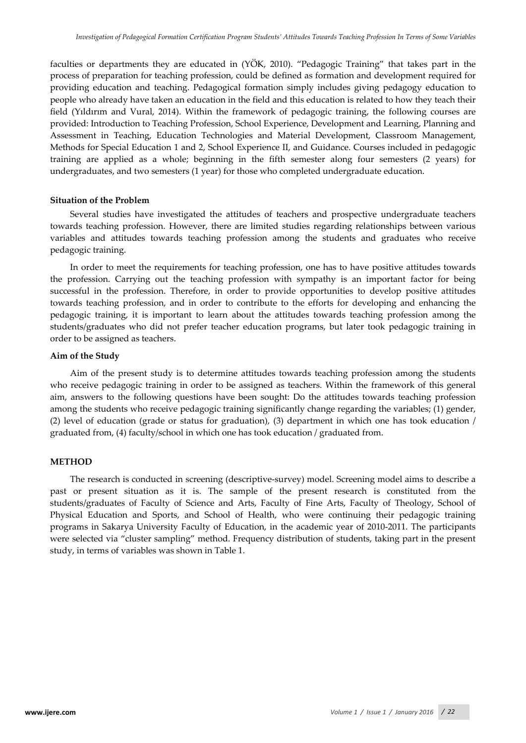faculties or departments they are educated in (YÖK, 2010). "Pedagogic Training" that takes part in the process of preparation for teaching profession, could be defined as formation and development required for providing education and teaching. Pedagogical formation simply includes giving pedagogy education to people who already have taken an education in the field and this education is related to how they teach their field (Yıldırım and Vural, 2014). Within the framework of pedagogic training, the following courses are provided: Introduction to Teaching Profession, School Experience, Development and Learning, Planning and Assessment in Teaching, Education Technologies and Material Development, Classroom Management, Methods for Special Education 1 and 2, School Experience II, and Guidance. Courses included in pedagogic training are applied as a whole; beginning in the fifth semester along four semesters (2 years) for undergraduates, and two semesters (1 year) for those who completed undergraduate education.

**Situation of the Problem**

Several studies have investigated the attitudes of teachers and prospective undergraduate teachers towards teaching profession. However, there are limited studies regarding relationships between various variables and attitudes towards teaching profession among the students and graduates who receive pedagogic training.

In order to meet the requirements for teaching profession, one has to have positive attitudes towards the profession. Carrying out the teaching profession with sympathy is an important factor for being successful in the profession. Therefore, in order to provide opportunities to develop positive attitudes towards teaching profession, and in order to contribute to the efforts for developing and enhancing the pedagogic training, it is important to learn about the attitudes towards teaching profession among the students/graduates who did not prefer teacher education programs, but later took pedagogic training in order to be assigned as teachers.

**Aim of the Study**

Aim of the present study is to determine attitudes towards teaching profession among the students who receive pedagogic training in order to be assigned as teachers. Within the framework of this general aim, answers to the following questions have been sought: Do the attitudes towards teaching profession among the students who receive pedagogic training significantly change regarding the variables; (1) gender, (2) level of education (grade or status for graduation), (3) department in which one has took education / graduated from, (4) faculty/school in which one has took education / graduated from.

## METHOD

The research is conducted in screening (descriptive-survey) model. Screening model aims to describe a past or present situation as it is. The sample of the present research is constituted from the students/graduates of Faculty of Science and Arts, Faculty of Fine Arts, Faculty of Theology, School of Physical Education and Sports, and School of Health, who were continuing their pedagogic training programs in Sakarya University Faculty of Education, in the academic year of 2010-2011. The participants were selected via "cluster sampling" method. Frequency distribution of students, taking part in the present study, in terms of variables was shown in Table 1.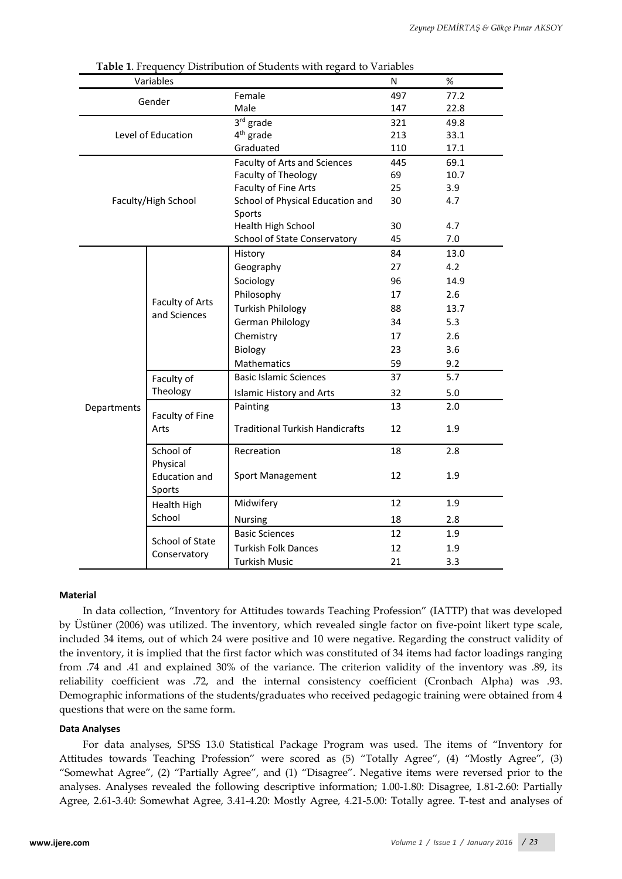**Table 1**. Frequency Distribution of Students with regard to Variables

| Variables | | | N | % |
|---|---|---|---|---|
| Gender | | Female | 497 | 77.2 |
| | | Male | 147 | 22.8 |
| Level of Education | | 3rd grade | 321 | 49.8 |
| | | 4th grade | 213 | 33.1 |
| | | Graduated | 110 | 17.1 |
| Faculty/High School | | Faculty of Arts and Sciences | 445 | 69.1 |
| | | Faculty of Theology | 69 | 10.7 |
| | | Faculty of Fine Arts | 25 | 3.9 |
| | | School of Physical Education and Sports | 30 | 4.7 |
| | | Health High School | 30 | 4.7 |
| | | School of State Conservatory | 45 | 7.0 |
| Departments | Faculty of Arts and Sciences | History | 84 | 13.0 |
| | | Geography | 27 | 4.2 |
| | | Sociology | 96 | 14.9 |
| | | Philosophy | 17 | 2.6 |
| | | Turkish Philology | 88 | 13.7 |
| | | German Philology | 34 | 5.3 |
| | | Chemistry | 17 | 2.6 |
| | | Biology | 23 | 3.6 |
| | | Mathematics | 59 | 9.2 |
| | Faculty of Theology | Basic Islamic Sciences | 37 | 5.7 |
| | | Islamic History and Arts | 32 | 5.0 |
| | Faculty of Fine Arts | Painting | 13 | 2.0 |
| | | Traditional Turkish Handicrafts | 12 | 1.9 |
| | School of Physical Education and Sports | Recreation | 18 | 2.8 |
| | | Sport Management | 12 | 1.9 |
| | Health High School | Midwifery | 12 | 1.9 |
| | | Nursing | 18 | 2.8 |
| | School of State Conservatory | Basic Sciences | 12 | 1.9 |
| | | Turkish Folk Dances | 12 | 1.9 |
| | | Turkish Music | 21 | 3.3 |

#### Material

In data collection, "Inventory for Attitudes towards Teaching Profession" (IATTP) that was developed by Üstüner (2006) was utilized. The inventory, which revealed single factor on five-point likert type scale, included 34 items, out of which 24 were positive and 10 were negative. Regarding the construct validity of the inventory, it is implied that the first factor which was constituted of 34 items had factor loadings ranging from .74 and .41 and explained 30% of the variance. The criterion validity of the inventory was .89, its reliability coefficient was .72, and the internal consistency coefficient (Cronbach Alpha) was .93. Demographic informations of the students/graduates who received pedagogic training were obtained from 4 questions that were on the same form.

#### Data Analyses

For data analyses, SPSS 13.0 Statistical Package Program was used. The items of "Inventory for Attitudes towards Teaching Profession" were scored as (5) "Totally Agree", (4) "Mostly Agree", (3) "Somewhat Agree", (2) "Partially Agree", and (1) "Disagree". Negative items were reversed prior to the analyses. Analyses revealed the following descriptive information; 1.00-1.80: Disagree, 1.81-2.60: Partially Agree, 2.61-3.40: Somewhat Agree, 3.41-4.20: Mostly Agree, 4.21-5.00: Totally agree. T-test and analyses of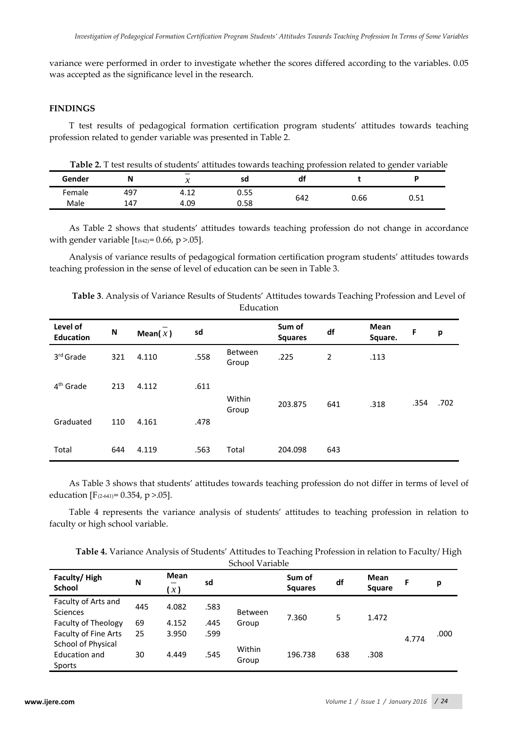variance were performed in order to investigate whether the scores differed according to the variables. 0.05 was accepted as the significance level in the research.

## FINDINGS

T test results of pedagogical formation certification program students' attitudes towards teaching profession related to gender variable was presented in Table 2.

**Table 2.** T test results of students' attitudes towards teaching profession related to gender variable

| Gender | N | $\bar{x}$ | sd | df | t | P |
|---|---|---|---|---|---|---|
| Female | 497 | 4.12 | 0.55 | 642 | 0.66 | 0.51 |
| Male | 147 | 4.09 | 0.58 | | | |

As Table 2 shows that students' attitudes towards teaching profession do not change in accordance with gender variable [$t_{(642)} = 0.66$, $p > .05$].

Analysis of variance results of pedagogical formation certification program students' attitudes towards teaching profession in the sense of level of education can be seen in Table 3.

**Table 3**. Analysis of Variance Results of Students' Attitudes towards Teaching Profession and Level of Education

| Level of Education | N | Mean( $\bar{x}$ ) | sd | | Sum of Squares | df | Mean Square. | F | p |
|---|---|---|---|---|---|---|---|---|---|
| 3rd Grade | 321 | 4.110 | .558 | Between Group | .225 | 2 | .113 | .354 | .702 |
| 4th Grade | 213 | 4.112 | .611 | Within Group | 203.875 | 641 | .318 | | |
| Graduated | 110 | 4.161 | .478 | | | | | | |
| Total | 644 | 4.119 | .563 | Total | 204.098 | 643 | | | |

As Table 3 shows that students' attitudes towards teaching profession do not differ in terms of level of education [$F_{(2\text{-}641)} = 0.354$, $p > .05$].

Table 4 represents the variance analysis of students' attitudes to teaching profession in relation to faculty or high school variable.

**Table 4.** Variance Analysis of Students' Attitudes to Teaching Profession in relation to Faculty/ High School Variable

| Faculty/ High School | N | Mean ( $\bar{x}$ ) | sd | | Sum of Squares | df | Mean Square | F | p |
|---|---|---|---|---|---|---|---|---|---|
| Faculty of Arts and Sciences | 445 | 4.082 | .583 | Between Group | 7.360 | 5 | 1.472 | 4.774 | .000 |
| Faculty of Theology | 69 | 4.152 | .445 | | | | | | |
| Faculty of Fine Arts | 25 | 3.950 | .599 | | | | | | |
| School of Physical Education and Sports | 30 | 4.449 | .545 | Within Group | 196.738 | 638 | .308 | | |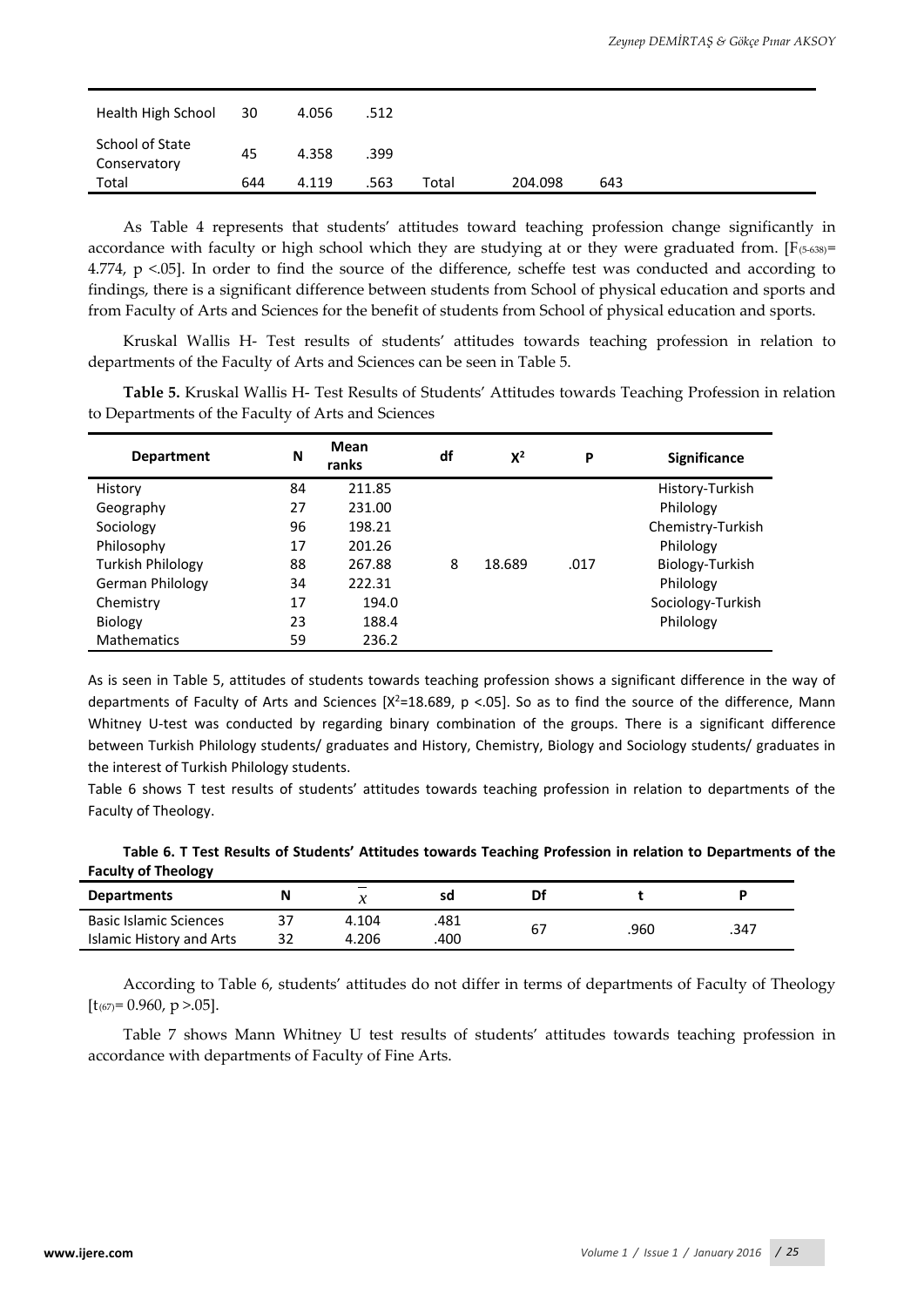| Health High School | 30 | 4.056 | .512 | | | |
|---|---|---|---|---|---|---|
| School of State Conservatory | 45 | 4.358 | .399 | | | |
| Total | 644 | 4.119 | .563 | Total | 204.098 | 643 |

As Table 4 represents that students' attitudes toward teaching profession change significantly in accordance with faculty or high school which they are studying at or they were graduated from. [$F_{(5\text{-}638)}$= 4.774, $p < .05$]. In order to find the source of the difference, scheffe test was conducted and according to findings, there is a significant difference between students from School of physical education and sports and from Faculty of Arts and Sciences for the benefit of students from School of physical education and sports.

Kruskal Wallis H- Test results of students' attitudes towards teaching profession in relation to departments of the Faculty of Arts and Sciences can be seen in Table 5.

**Table 5.** Kruskal Wallis H- Test Results of Students' Attitudes towards Teaching Profession in relation to Departments of the Faculty of Arts and Sciences

| Department | N | Mean ranks | df | $X^2$ | P | Significance |
|---|---|---|---|---|---|---|
| History | 84 | 211.85 | | | | History-Turkish |
| Geography | 27 | 231.00 | | | | Philology |
| Sociology | 96 | 198.21 | | | | Chemistry-Turkish |
| Philosophy | 17 | 201.26 | | | | Philology |
| Turkish Philology | 88 | 267.88 | 8 | 18.689 | .017 | Biology-Turkish |
| German Philology | 34 | 222.31 | | | | Philology |
| Chemistry | 17 | 194.0 | | | | Sociology-Turkish |
| Biology | 23 | 188.4 | | | | Philology |
| Mathematics | 59 | 236.2 | | | | |

As is seen in Table 5, attitudes of students towards teaching profession shows a significant difference in the way of departments of Faculty of Arts and Sciences [$X^2$=18.689, $p < .05$]. So as to find the source of the difference, Mann Whitney U-test was conducted by regarding binary combination of the groups. There is a significant difference between Turkish Philology students/ graduates and History, Chemistry, Biology and Sociology students/ graduates in the interest of Turkish Philology students.

Table 6 shows T test results of students' attitudes towards teaching profession in relation to departments of the Faculty of Theology.

**Table 6. T Test Results of Students' Attitudes towards Teaching Profession in relation to Departments of the Faculty of Theology**

| Departments | N | $\bar{x}$ | sd | Df | t | P |
|---|---|---|---|---|---|---|
| Basic Islamic Sciences | 37 | 4.104 | .481 | 67 | .960 | .347 |
| Islamic History and Arts | 32 | 4.206 | .400 | | | |

According to Table 6, students' attitudes do not differ in terms of departments of Faculty of Theology [$t_{(67)}$= 0.960, $p > .05$].

Table 7 shows Mann Whitney U test results of students' attitudes towards teaching profession in accordance with departments of Faculty of Fine Arts.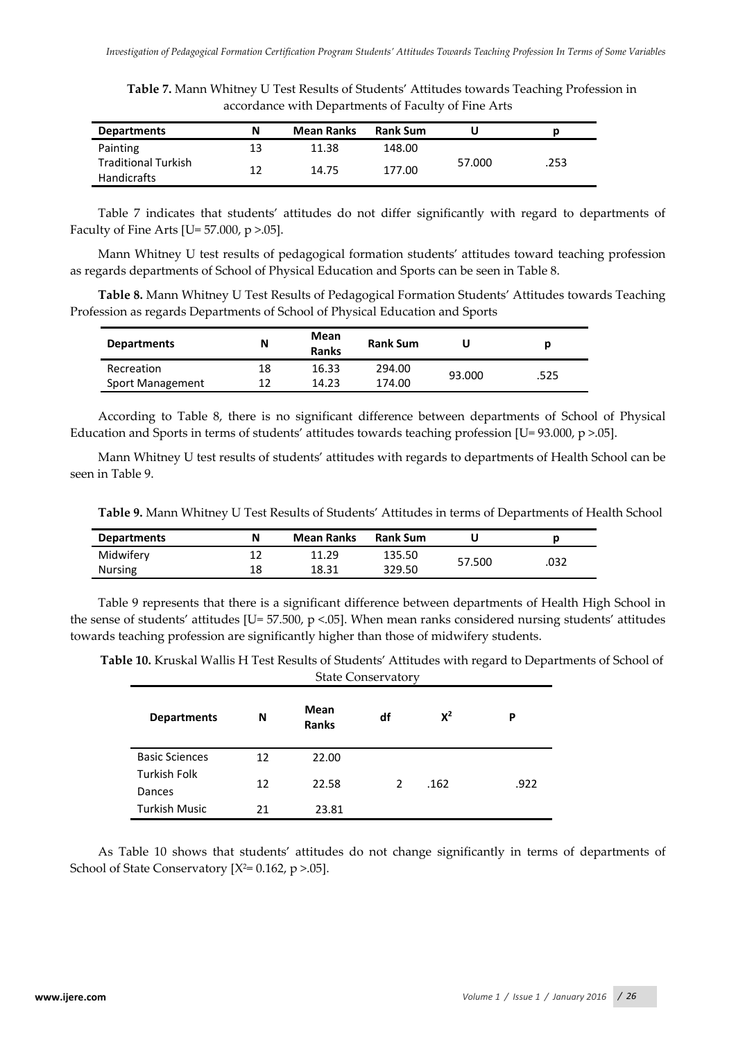**Table 7.** Mann Whitney U Test Results of Students' Attitudes towards Teaching Profession in accordance with Departments of Faculty of Fine Arts

| Departments | N | Mean Ranks | Rank Sum | U | p |
|---|---|---|---|---|---|
| Painting | 13 | 11.38 | 148.00 | 57.000 | .253 |
| Traditional Turkish Handicrafts | 12 | 14.75 | 177.00 | | |

Table 7 indicates that students' attitudes do not differ significantly with regard to departments of Faculty of Fine Arts [U= 57.000, $p > .05$].

Mann Whitney U test results of pedagogical formation students' attitudes toward teaching profession as regards departments of School of Physical Education and Sports can be seen in Table 8.

**Table 8.** Mann Whitney U Test Results of Pedagogical Formation Students' Attitudes towards Teaching Profession as regards Departments of School of Physical Education and Sports

| Departments | N | Mean Ranks | Rank Sum | U | p |
|---|---|---|---|---|---|
| Recreation | 18 | 16.33 | 294.00 | 93.000 | .525 |
| Sport Management | 12 | 14.23 | 174.00 | | |

According to Table 8, there is no significant difference between departments of School of Physical Education and Sports in terms of students' attitudes towards teaching profession [U= 93.000, $p > .05$].

Mann Whitney U test results of students' attitudes with regards to departments of Health School can be seen in Table 9.

**Table 9.** Mann Whitney U Test Results of Students' Attitudes in terms of Departments of Health School

| Departments | N | Mean Ranks | Rank Sum | U | p |
|---|---|---|---|---|---|
| Midwifery | 12 | 11.29 | 135.50 | 57.500 | .032 |
| Nursing | 18 | 18.31 | 329.50 | | |

Table 9 represents that there is a significant difference between departments of Health High School in the sense of students' attitudes [U= 57.500, $p < .05$]. When mean ranks considered nursing students' attitudes towards teaching profession are significantly higher than those of midwifery students.

**Table 10.** Kruskal Wallis H Test Results of Students' Attitudes with regard to Departments of School of State Conservatory

| Departments | N | Mean Ranks | df | $X^2$ | P |
|---|---|---|---|---|---|
| Basic Sciences | 12 | 22.00 | 2 | .162 | .922 |
| Turkish Folk Dances | 12 | 22.58 | | | |
| Turkish Music | 21 | 23.81 | | | |

As Table 10 shows that students' attitudes do not change significantly in terms of departments of School of State Conservatory [$X^2$= 0.162, $p > .05$].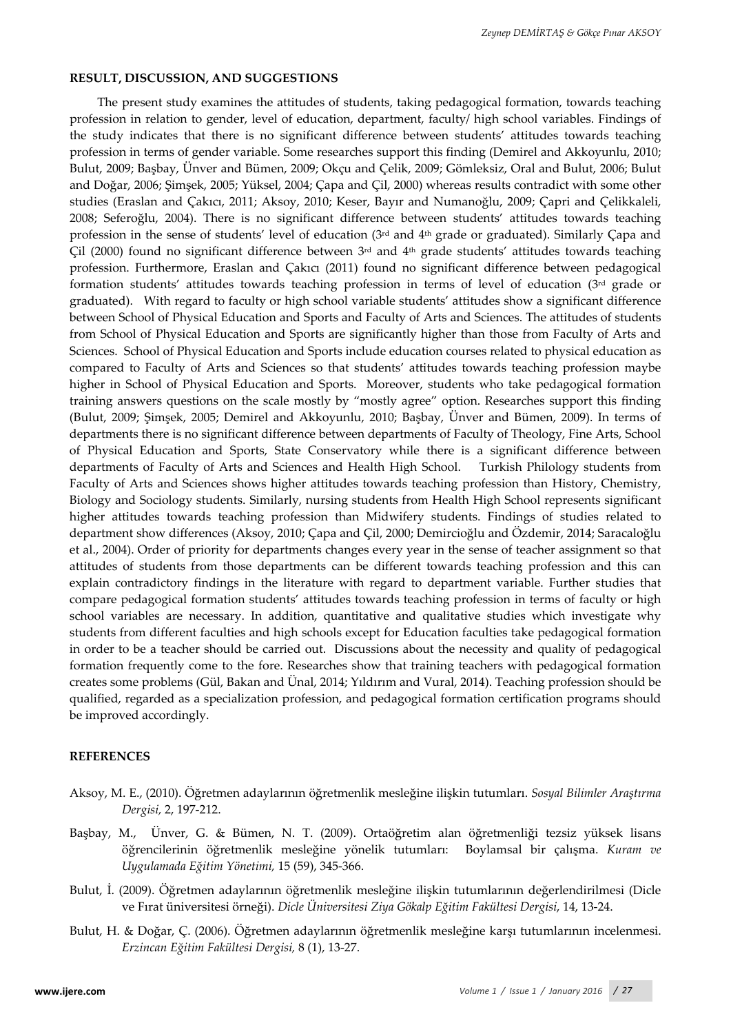## RESULT, DISCUSSION, AND SUGGESTIONS

The present study examines the attitudes of students, taking pedagogical formation, towards teaching profession in relation to gender, level of education, department, faculty/ high school variables. Findings of the study indicates that there is no significant difference between students' attitudes towards teaching profession in terms of gender variable. Some researches support this finding (Demirel and Akkoyunlu, 2010; Bulut, 2009; Başbay, Ünver and Bümen, 2009; Okçu and Çelik, 2009; Gömleksiz, Oral and Bulut, 2006; Bulut and Doğar, 2006; Şimşek, 2005; Yüksel, 2004; Çapa and Çil, 2000) whereas results contradict with some other studies (Eraslan and Çakıcı, 2011; Aksoy, 2010; Keser, Bayır and Numanoğlu, 2009; Çapri and Çelikkaleli, 2008; Seferoğlu, 2004). There is no significant difference between students' attitudes towards teaching profession in the sense of students' level of education (3rd and 4th grade or graduated). Similarly Çapa and Çil (2000) found no significant difference between 3rd and 4th grade students' attitudes towards teaching profession. Furthermore, Eraslan and Çakıcı (2011) found no significant difference between pedagogical formation students' attitudes towards teaching profession in terms of level of education (3rd grade or graduated). With regard to faculty or high school variable students' attitudes show a significant difference between School of Physical Education and Sports and Faculty of Arts and Sciences. The attitudes of students from School of Physical Education and Sports are significantly higher than those from Faculty of Arts and Sciences. School of Physical Education and Sports include education courses related to physical education as compared to Faculty of Arts and Sciences so that students' attitudes towards teaching profession maybe higher in School of Physical Education and Sports. Moreover, students who take pedagogical formation training answers questions on the scale mostly by "mostly agree" option. Researches support this finding (Bulut, 2009; Şimşek, 2005; Demirel and Akkoyunlu, 2010; Başbay, Ünver and Bümen, 2009). In terms of departments there is no significant difference between departments of Faculty of Theology, Fine Arts, School of Physical Education and Sports, State Conservatory while there is a significant difference between departments of Faculty of Arts and Sciences and Health High School. Turkish Philology students from Faculty of Arts and Sciences shows higher attitudes towards teaching profession than History, Chemistry, Biology and Sociology students. Similarly, nursing students from Health High School represents significant higher attitudes towards teaching profession than Midwifery students. Findings of studies related to department show differences (Aksoy, 2010; Çapa and Çil, 2000; Demircioğlu and Özdemir, 2014; Saracaloğlu et al., 2004). Order of priority for departments changes every year in the sense of teacher assignment so that attitudes of students from those departments can be different towards teaching profession and this can explain contradictory findings in the literature with regard to department variable. Further studies that compare pedagogical formation students' attitudes towards teaching profession in terms of faculty or high school variables are necessary. In addition, quantitative and qualitative studies which investigate why students from different faculties and high schools except for Education faculties take pedagogical formation in order to be a teacher should be carried out. Discussions about the necessity and quality of pedagogical formation frequently come to the fore. Researches show that training teachers with pedagogical formation creates some problems (Gül, Bakan and Ünal, 2014; Yıldırım and Vural, 2014). Teaching profession should be qualified, regarded as a specialization profession, and pedagogical formation certification programs should be improved accordingly.

## REFERENCES

Aksoy, M. E., (2010). Öğretmen adaylarının öğretmenlik mesleğine ilişkin tutumları. *Sosyal Bilimler Araştırma Dergisi,* 2, 197-212.

Başbay, M., Ünver, G. & Bümen, N. T. (2009). Ortaöğretim alan öğretmenliği tezsiz yüksek lisans öğrencilerinin öğretmenlik mesleğine yönelik tutumları: Boylamsal bir çalışma. *Kuram ve Uygulamada Eğitim Yönetimi,* 15 (59), 345-366.

Bulut, İ. (2009). Öğretmen adaylarının öğretmenlik mesleğine ilişkin tutumlarının değerlendirilmesi (Dicle ve Fırat üniversitesi örneği). *Dicle Üniversitesi Ziya Gökalp Eğitim Fakültesi Dergisi*, 14, 13-24.

Bulut, H. & Doğar, Ç. (2006). Öğretmen adaylarının öğretmenlik mesleğine karşı tutumlarının incelenmesi. *Erzincan Eğitim Fakültesi Dergisi,* 8 (1), 13-27.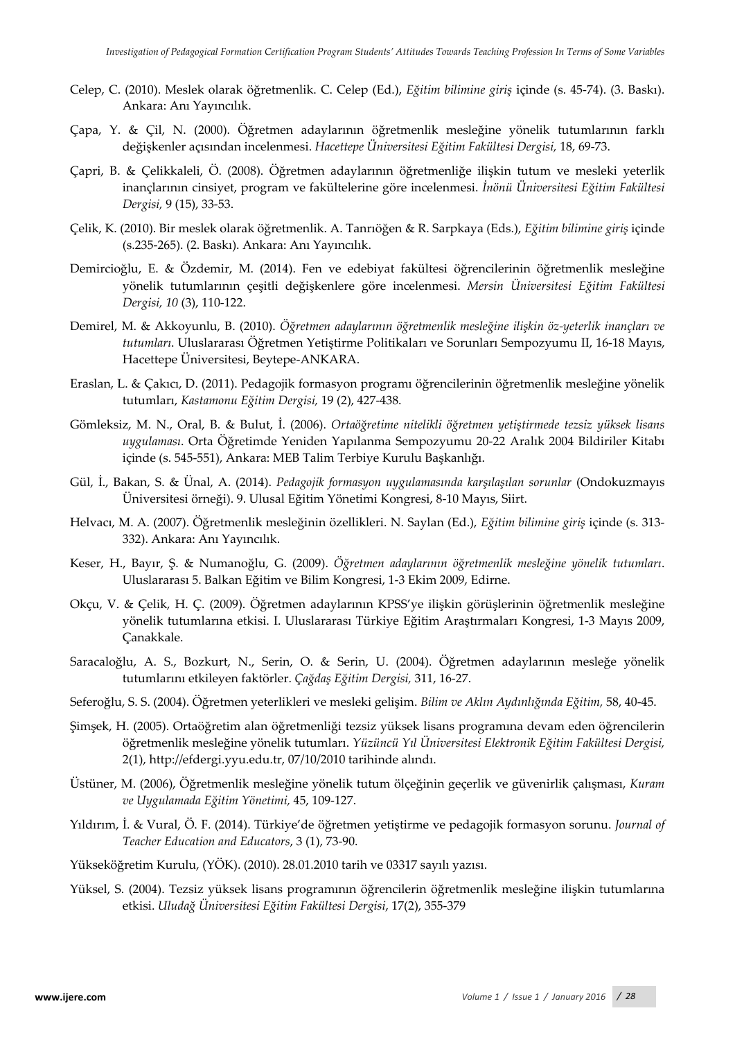Celep, C. (2010). Meslek olarak öğretmenlik. C. Celep (Ed.), *Eğitim bilimine giriş* içinde (s. 45-74). (3. Baskı). Ankara: Anı Yayıncılık.

Çapa, Y. & Çil, N. (2000). Öğretmen adaylarının öğretmenlik mesleğine yönelik tutumlarının farklı değişkenler açısından incelenmesi. *Hacettepe Üniversitesi Eğitim Fakültesi Dergisi,* 18, 69-73.

Çapri, B. & Çelikkaleli, Ö. (2008). Öğretmen adaylarının öğretmenliğe ilişkin tutum ve mesleki yeterlik inançlarının cinsiyet, program ve fakültelerine göre incelenmesi. *İnönü Üniversitesi Eğitim Fakültesi Dergisi,* 9 (15), 33-53.

Çelik, K. (2010). Bir meslek olarak öğretmenlik. A. Tanrıöğen & R. Sarpkaya (Eds.), *Eğitim bilimine giriş* içinde (s.235-265). (2. Baskı). Ankara: Anı Yayıncılık.

Demircioğlu, E. & Özdemir, M. (2014). Fen ve edebiyat fakültesi öğrencilerinin öğretmenlik mesleğine yönelik tutumlarının çeşitli değişkenlere göre incelenmesi. *Mersin Üniversitesi Eğitim Fakültesi Dergisi, 10* (3), 110-122.

Demirel, M. & Akkoyunlu, B. (2010). *Öğretmen adaylarının öğretmenlik mesleğine ilişkin öz-yeterlik inançları ve tutumları*. Uluslararası Öğretmen Yetiştirme Politikaları ve Sorunları Sempozyumu II, 16-18 Mayıs, Hacettepe Üniversitesi, Beytepe-ANKARA.

Eraslan, L. & Çakıcı, D. (2011). Pedagojik formasyon programı öğrencilerinin öğretmenlik mesleğine yönelik tutumları, *Kastamonu Eğitim Dergisi,* 19 (2), 427-438.

Gömleksiz, M. N., Oral, B. & Bulut, İ. (2006). *Ortaöğretime nitelikli öğretmen yetiştirmede tezsiz yüksek lisans uygulaması*. Orta Öğretimde Yeniden Yapılanma Sempozyumu 20-22 Aralık 2004 Bildiriler Kitabı içinde (s. 545-551), Ankara: MEB Talim Terbiye Kurulu Başkanlığı.

Gül, İ., Bakan, S. & Ünal, A. (2014). *Pedagojik formasyon uygulamasında karşılaşılan sorunlar* (Ondokuzmayıs Üniversitesi örneği). 9. Ulusal Eğitim Yönetimi Kongresi, 8-10 Mayıs, Siirt.

Helvacı, M. A. (2007). Öğretmenlik mesleğinin özellikleri. N. Saylan (Ed.), *Eğitim bilimine giriş* içinde (s. 313-332). Ankara: Anı Yayıncılık.

Keser, H., Bayır, Ş. & Numanoğlu, G. (2009). *Öğretmen adaylarının öğretmenlik mesleğine yönelik tutumları*. Uluslararası 5. Balkan Eğitim ve Bilim Kongresi, 1-3 Ekim 2009, Edirne.

Okçu, V. & Çelik, H. Ç. (2009). Öğretmen adaylarının KPSS'ye ilişkin görüşlerinin öğretmenlik mesleğine yönelik tutumlarına etkisi. I. Uluslararası Türkiye Eğitim Araştırmaları Kongresi, 1-3 Mayıs 2009, Çanakkale.

Saracaloğlu, A. S., Bozkurt, N., Serin, O. & Serin, U. (2004). Öğretmen adaylarının mesleğe yönelik tutumlarını etkileyen faktörler. *Çağdaş Eğitim Dergisi,* 311, 16-27.

Seferoğlu, S. S. (2004). Öğretmen yeterlikleri ve mesleki gelişim. *Bilim ve Aklın Aydınlığında Eğitim,* 58, 40-45.

Şimşek, H. (2005). Ortaöğretim alan öğretmenliği tezsiz yüksek lisans programına devam eden öğrencilerin öğretmenlik mesleğine yönelik tutumları. *Yüzüncü Yıl Üniversitesi Elektronik Eğitim Fakültesi Dergisi,* 2(1), http://efdergi.yyu.edu.tr, 07/10/2010 tarihinde alındı.

Üstüner, M. (2006), Öğretmenlik mesleğine yönelik tutum ölçeğinin geçerlik ve güvenirlik çalışması, *Kuram ve Uygulamada Eğitim Yönetimi,* 45, 109-127.

Yıldırım, İ. & Vural, Ö. F. (2014). Türkiye'de öğretmen yetiştirme ve pedagojik formasyon sorunu. *Journal of Teacher Education and Educators*, 3 (1), 73-90.

Yükseköğretim Kurulu, (YÖK). (2010). 28.01.2010 tarih ve 03317 sayılı yazısı.

Yüksel, S. (2004). Tezsiz yüksek lisans programının öğrencilerin öğretmenlik mesleğine ilişkin tutumlarına etkisi. *Uludağ Üniversitesi Eğitim Fakültesi Dergisi*, 17(2), 355-379